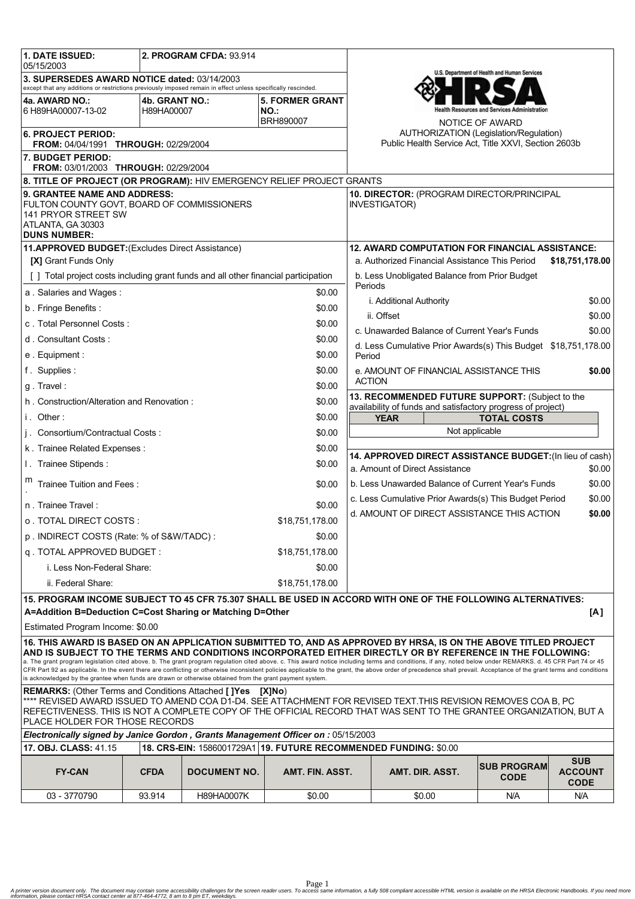**1. DATE ISSUED:** 05/15/2003

**2. PROGRAM CFDA:** 93.914

**3. SUPERSEDES AWARD NOTICE dated:** 03/14/2003
except that any additions or restrictions previously imposed remain in effect unless specifically rescinded.

**4a. AWARD NO.:** 6 H89HA00007-13-02

**4b. GRANT NO.:** H89HA00007

**5. FORMER GRANT NO.:** BRH890007

**6. PROJECT PERIOD:**
**FROM:** 04/04/1991 **THROUGH:** 02/29/2004

**7. BUDGET PERIOD:**
**FROM:** 03/01/2003 **THROUGH:** 02/29/2004

U.S. Department of Health and Human Services
HRSA
Health Resources and Services Administration

NOTICE OF AWARD
AUTHORIZATION (Legislation/Regulation)
Public Health Service Act, Title XXVI, Section 2603b

**8. TITLE OF PROJECT (OR PROGRAM):** HIV EMERGENCY RELIEF PROJECT GRANTS

**9. GRANTEE NAME AND ADDRESS:**
FULTON COUNTY GOVT, BOARD OF COMMISSIONERS
141 PRYOR STREET SW
ATLANTA, GA 30303
**DUNS NUMBER:**

**10. DIRECTOR:** (PROGRAM DIRECTOR/PRINCIPAL INVESTIGATOR)

**11. APPROVED BUDGET:** (Excludes Direct Assistance)

**[X]** Grant Funds Only

[ ] Total project costs including grant funds and all other financial participation

| Item | Amount |
|---|---|
| a . Salaries and Wages : | $0.00 |
| b . Fringe Benefits : | $0.00 |
| c . Total Personnel Costs : | $0.00 |
| d . Consultant Costs : | $0.00 |
| e . Equipment : | $0.00 |
| f . Supplies : | $0.00 |
| g . Travel : | $0.00 |
| h . Construction/Alteration and Renovation : | $0.00 |
| i . Other : | $0.00 |
| j . Consortium/Contractual Costs : | $0.00 |
| k . Trainee Related Expenses : | $0.00 |
| l . Trainee Stipends : | $0.00 |
| m . Trainee Tuition and Fees : | $0.00 |
| n . Trainee Travel : | $0.00 |
| o . TOTAL DIRECT COSTS : | $18,751,178.00 |
| p . INDIRECT COSTS (Rate: % of S&W/TADC) : | $0.00 |
| q . TOTAL APPROVED BUDGET : | $18,751,178.00 |
| i. Less Non-Federal Share: | $0.00 |
| ii. Federal Share: | $18,751,178.00 |

**12. AWARD COMPUTATION FOR FINANCIAL ASSISTANCE:**

| Item | Amount |
|---|---|
| a. Authorized Financial Assistance This Period | **$18,751,178.00** |
| b. Less Unobligated Balance from Prior Budget Periods | |
| i. Additional Authority | $0.00 |
| ii. Offset | $0.00 |
| c. Unawarded Balance of Current Year's Funds | $0.00 |
| d. Less Cumulative Prior Awards(s) This Budget Period | $18,751,178.00 |
| e. AMOUNT OF FINANCIAL ASSISTANCE THIS ACTION | **$0.00** |

**13. RECOMMENDED FUTURE SUPPORT:** (Subject to the availability of funds and satisfactory progress of project)

| YEAR | TOTAL COSTS |
|---|---|
| Not applicable | |

**14. APPROVED DIRECT ASSISTANCE BUDGET:** (In lieu of cash)

| Item | Amount |
|---|---|
| a. Amount of Direct Assistance | $0.00 |
| b. Less Unawarded Balance of Current Year's Funds | $0.00 |
| c. Less Cumulative Prior Awards(s) This Budget Period | $0.00 |
| d. AMOUNT OF DIRECT ASSISTANCE THIS ACTION | **$0.00** |

**15. PROGRAM INCOME SUBJECT TO 45 CFR 75.307 SHALL BE USED IN ACCORD WITH ONE OF THE FOLLOWING ALTERNATIVES:**
**A=Addition B=Deduction C=Cost Sharing or Matching D=Other** **[A]**

Estimated Program Income: $0.00

**16. THIS AWARD IS BASED ON AN APPLICATION SUBMITTED TO, AND AS APPROVED BY HRSA, IS ON THE ABOVE TITLED PROJECT AND IS SUBJECT TO THE TERMS AND CONDITIONS INCORPORATED EITHER DIRECTLY OR BY REFERENCE IN THE FOLLOWING:**
a. The grant program legislation cited above. b. The grant program regulation cited above. c. This award notice including terms and conditions, if any, noted below under REMARKS. d. 45 CFR Part 74 or 45 CFR Part 92 as applicable. In the event there are conflicting or otherwise inconsistent policies applicable to the grant, the above order of precedence shall prevail. Acceptance of the grant terms and conditions is acknowledged by the grantee when funds are drawn or otherwise obtained from the grant payment system.

**REMARKS:** (Other Terms and Conditions Attached **[ ]Yes [X]No**)
**** REVISED AWARD ISSUED TO AMEND COA D1-D4. SEE ATTACHMENT FOR REVISED TEXT.THIS REVISION REMOVES COA B, PC REFECTIVENESS. THIS IS NOT A COMPLETE COPY OF THE OFFICIAL RECORD THAT WAS SENT TO THE GRANTEE ORGANIZATION, BUT A PLACE HOLDER FOR THOSE RECORDS

***Electronically signed by Janice Gordon , Grants Management Officer on :*** 05/15/2003

**17. OBJ. CLASS:** 41.15 | **18. CRS-EIN:** 1586001729A1 | **19. FUTURE RECOMMENDED FUNDING:** $0.00

| FY-CAN | CFDA | DOCUMENT NO. | AMT. FIN. ASST. | AMT. DIR. ASST. | SUB PROGRAM CODE | SUB ACCOUNT CODE |
|---|---|---|---|---|---|---|
| 03 - 3770790 | 93.914 | H89HA0007K | $0.00 | $0.00 | N/A | N/A |

*A printer version document only. The document may contain some accessibility challenges for the screen reader users. To access same information, a fully 508 compliant accessible HTML version is available on the HRSA Electronic Handbooks. If you need more information, please contact HRSA contact center at 877-464-4772, 8 am to 8 pm ET, weekdays.*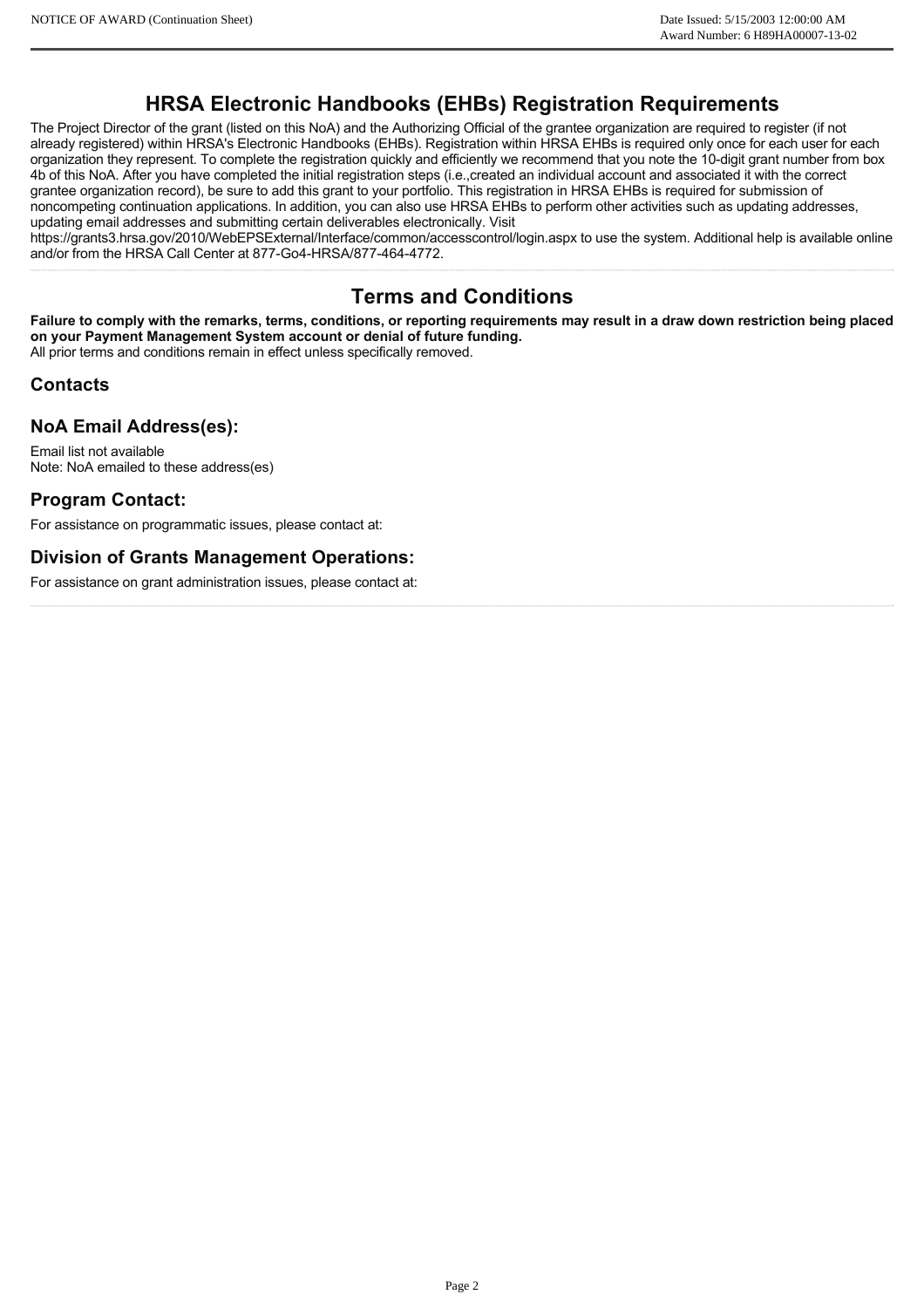# HRSA Electronic Handbooks (EHBs) Registration Requirements

The Project Director of the grant (listed on this NoA) and the Authorizing Official of the grantee organization are required to register (if not already registered) within HRSA's Electronic Handbooks (EHBs). Registration within HRSA EHBs is required only once for each user for each organization they represent. To complete the registration quickly and efficiently we recommend that you note the 10-digit grant number from box 4b of this NoA. After you have completed the initial registration steps (i.e.,created an individual account and associated it with the correct grantee organization record), be sure to add this grant to your portfolio. This registration in HRSA EHBs is required for submission of noncompeting continuation applications. In addition, you can also use HRSA EHBs to perform other activities such as updating addresses, updating email addresses and submitting certain deliverables electronically. Visit https://grants3.hrsa.gov/2010/WebEPSExternal/Interface/common/accesscontrol/login.aspx to use the system. Additional help is available online and/or from the HRSA Call Center at 877-Go4-HRSA/877-464-4772.

# Terms and Conditions

**Failure to comply with the remarks, terms, conditions, or reporting requirements may result in a draw down restriction being placed on your Payment Management System account or denial of future funding.**

All prior terms and conditions remain in effect unless specifically removed.

## Contacts

## NoA Email Address(es):

Email list not available

Note: NoA emailed to these address(es)

## Program Contact:

For assistance on programmatic issues, please contact at:

## Division of Grants Management Operations:

For assistance on grant administration issues, please contact at: